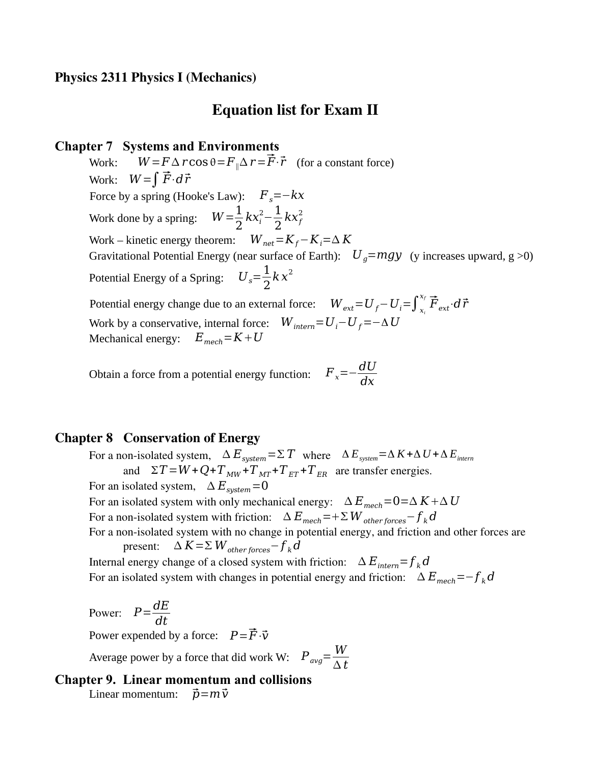**Physics 2311 Physics I (Mechanics)**

# Equation list for Exam II

## Chapter 7 Systems and Environments

Work: $W = F \Delta r \cos\theta = F_{\parallel} \Delta r = \vec{F} \cdot \vec{r}$ (for a constant force)

Work: $W = \int \vec{F} \cdot d\vec{r}$

Force by a spring (Hooke's Law): $F_s = -kx$

Work done by a spring: $W = \frac{1}{2} k x_i^2 - \frac{1}{2} k x_f^2$

Work – kinetic energy theorem: $W_{net} = K_f - K_i = \Delta K$

Gravitational Potential Energy (near surface of Earth): $U_g = mgy$ (y increases upward, g >0)

Potential Energy of a Spring: $U_s = \frac{1}{2} k x^2$

Potential energy change due to an external force: $W_{ext} = U_f - U_i = \int_{x_i}^{x_f} \vec{F}_{ext} \cdot d\vec{r}$

Work by a conservative, internal force: $W_{intern} = U_i - U_f = -\Delta U$

Mechanical energy: $E_{mech} = K + U$

Obtain a force from a potential energy function: $F_x = -\frac{dU}{dx}$

## Chapter 8 Conservation of Energy

For a non-isolated system, $\Delta E_{system} = \Sigma T$ where $\Delta E_{system} = \Delta K + \Delta U + \Delta E_{intern}$

and $\Sigma T = W + Q + T_{MW} + T_{MT} + T_{ET} + T_{ER}$ are transfer energies.

For an isolated system, $\Delta E_{system} = 0$

For an isolated system with only mechanical energy: $\Delta E_{mech} = 0 = \Delta K + \Delta U$

For a non-isolated system with friction: $\Delta E_{mech} = +\Sigma W_{other\ forces} - f_k d$

For a non-isolated system with no change in potential energy, and friction and other forces are present: $\Delta K = \Sigma W_{other\ forces} - f_k d$

Internal energy change of a closed system with friction: $\Delta E_{intern} = f_k d$

For an isolated system with changes in potential energy and friction: $\Delta E_{mech} = -f_k d$

Power: $P = \frac{dE}{dt}$

Power expended by a force: $P = \vec{F} \cdot \vec{v}$

Average power by a force that did work W: $P_{avg} = \frac{W}{\Delta t}$

## Chapter 9. Linear momentum and collisions

Linear momentum: $\vec{p} = m\vec{v}$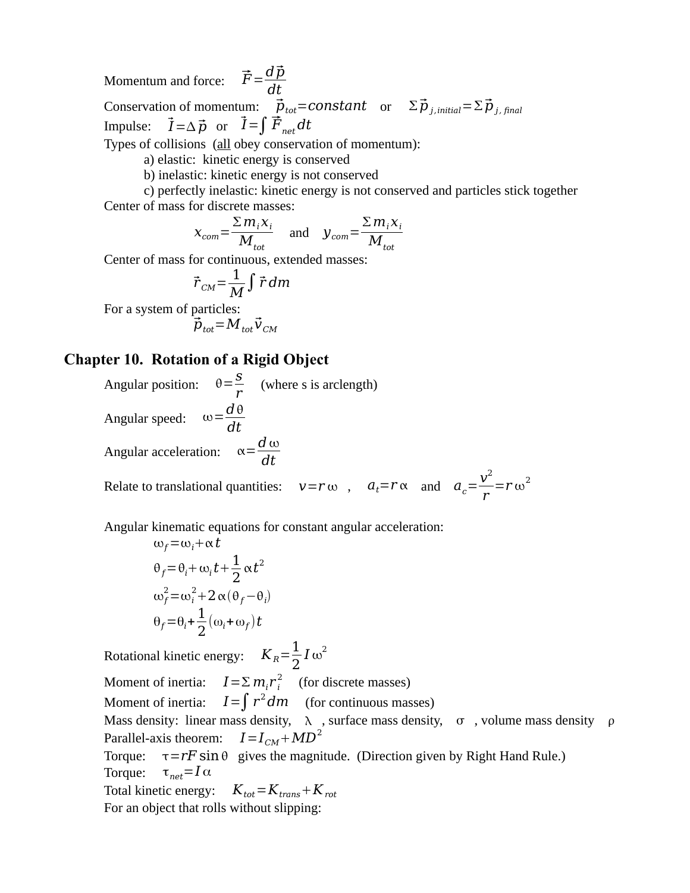Momentum and force: $\vec{F}=\frac{d\vec{p}}{dt}$

Conservation of momentum: $\vec{p}_{tot}=constant$ or $\Sigma\vec{p}_{j,initial}=\Sigma\vec{p}_{j,final}$

Impulse: $\vec{I}=\Delta\vec{p}$ or $\vec{I}=\int\vec{F}_{net}dt$

Types of collisions (all obey conservation of momentum):

- a) elastic: kinetic energy is conserved
- b) inelastic: kinetic energy is not conserved
- c) perfectly inelastic: kinetic energy is not conserved and particles stick together

Center of mass for discrete masses:

$$x_{com}=\frac{\Sigma m_i x_i}{M_{tot}} \quad \text{and} \quad y_{com}=\frac{\Sigma m_i x_i}{M_{tot}}$$

Center of mass for continuous, extended masses:

$$\vec{r}_{CM}=\frac{1}{M}\int\vec{r}\,dm$$

For a system of particles:

$$\vec{p}_{tot}=M_{tot}\vec{v}_{CM}$$

## Chapter 10. Rotation of a Rigid Object

Angular position: $\theta=\frac{s}{r}$ (where s is arclength)

Angular speed: $\omega=\frac{d\theta}{dt}$

Angular acceleration: $\alpha=\frac{d\omega}{dt}$

Relate to translational quantities: $v=r\omega$ , $a_t=r\alpha$ and $a_c=\frac{v^2}{r}=r\omega^2$

Angular kinematic equations for constant angular acceleration:

$$\omega_f=\omega_i+\alpha t$$

$$\theta_f=\theta_i+\omega_i t+\frac{1}{2}\alpha t^2$$

$$\omega_f^2=\omega_i^2+2\alpha(\theta_f-\theta_i)$$

$$\theta_f=\theta_i+\frac{1}{2}(\omega_i+\omega_f)t$$

Rotational kinetic energy: $K_R=\frac{1}{2}I\omega^2$

Moment of inertia: $I=\Sigma m_i r_i^2$ (for discrete masses)

Moment of inertia: $I=\int r^2 dm$ (for continuous masses)

Mass density: linear mass density, $\lambda$ , surface mass density, $\sigma$ , volume mass density $\rho$

Parallel-axis theorem: $I=I_{CM}+MD^2$

Torque: $\tau=rF\sin\theta$ gives the magnitude. (Direction given by Right Hand Rule.)

Torque: $\tau_{net}=I\alpha$

Total kinetic energy: $K_{tot}=K_{trans}+K_{rot}$

For an object that rolls without slipping: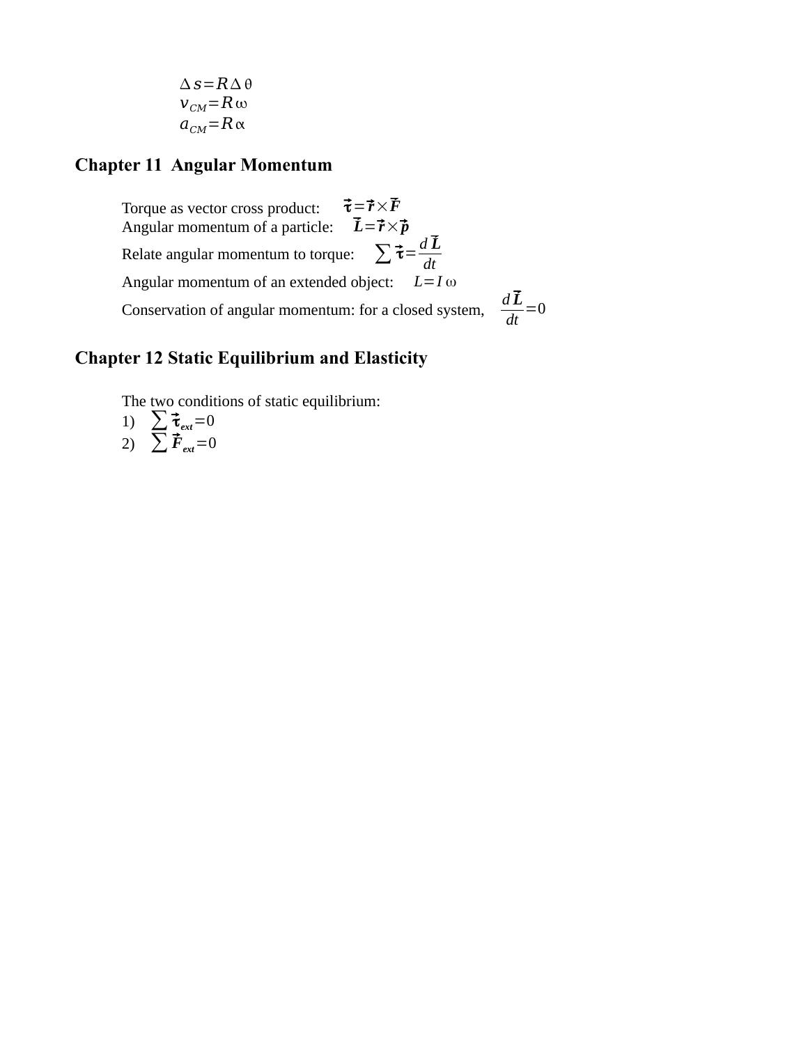$\Delta s = R \Delta \theta$
$v_{CM} = R \omega$
$a_{CM} = R \alpha$

## Chapter 11 Angular Momentum

Torque as vector cross product: $\vec{\tau} = \vec{r} \times \vec{F}$
Angular momentum of a particle: $\vec{L} = \vec{r} \times \vec{p}$
Relate angular momentum to torque: $\sum \vec{\tau} = \frac{d\vec{L}}{dt}$
Angular momentum of an extended object: $L = I\omega$
Conservation of angular momentum: for a closed system, $\frac{d\vec{L}}{dt} = 0$

## Chapter 12 Static Equilibrium and Elasticity

The two conditions of static equilibrium:
1) $\sum \vec{\tau}_{ext} = 0$
2) $\sum \vec{F}_{ext} = 0$